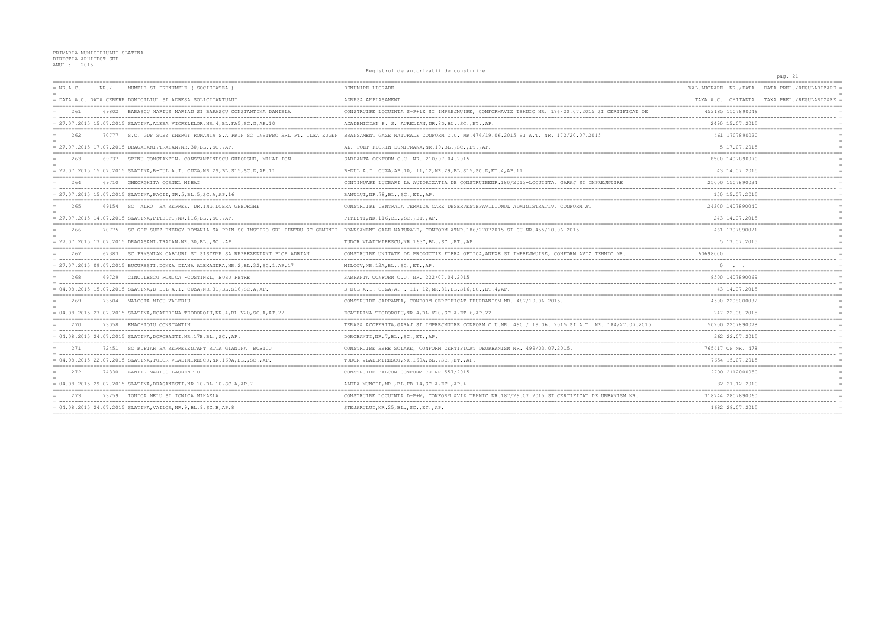PRIMARIA MUNICIPIULUI SLATINA
DIRECTIA ARHITECT-SEF
ANUL : 2015

Registrul de autorizatii de construire

| NR.A.C. | NR./ | NUMELE SI PRENUMELE ( SOCIETATEA ) | DENUMIRE LUCRARE | VAL.LUCRARE | NR./DATA | DATA PREL./REGULARIZARE |
|---|---|---|---|---|---|---|
| DATA A.C. | DATA CERERE | DOMICILIUL SI ADRESA SOLICITANTULUI | ADRESA AMPLASAMENT | TAXA A.C. | CHITANTA | TAXA PREL./REGULARIZARE |
| 261 | 69802 | BARASCU MARIUS MARIAN SI BARASCU CONSTANTINA DANIELA | CONSTRUIRE LOCUINTA S+P+1E SI IMPREJMUIRE, CONFORMAVIZ TEHNIC NR. 176/20.07.2015 SI CERTIFICAT DE | 452185 | 1507890049 | |
| 27.07.2015 | 15.07.2015 | SLATINA,ALEEA VIORELELOR,NR.4,BL.FA5,SC.G,AP.10 | ACADEMICIAN P. S. AURELIAN,NR.8D,BL.,SC.,ET.,AP. | 2490 | 15.07.2015 | |
| 262 | 70777 | S.C. GDF SUEZ ENERGY ROMANIA S.A PRIN SC INSTPRO SRL PT. ILEA EUGEN | BRANSAMENT GAZE NATURALE CONFORM C.U. NR.476/19.06.2015 SI A.T. NR. 172/20.07.2015 | 461 | 1707890020 | |
| 27.07.2015 | 17.07.2015 | DRAGASANI,TRAIAN,NR.30,BL.,SC.,AP. | AL. POET FLORIN DUMITRANA,NR.10,BL.,SC.,ET.,AP. | 5 | 17.07.2015 | |
| 263 | 69737 | SPINU CONSTANTIN, CONSTANTINESCU GHEORGHE, MIHAI ION | SARPANTA CONFORM C.U. NR. 210/07.04.2015 | 8500 | 1407890070 | |
| 27.07.2015 | 15.07.2015 | SLATINA,B-DUL A.I. CUZA,NR.29,BL.S15,SC.D,AP.11 | B-DUL A.I. CUZA,AP.10, 11,12,NR.29,BL.S15,SC.D,ET.4,AP.11 | 43 | 14.07.2015 | |
| 264 | 69710 | GHEORGHITA CORNEL MIHAI | CONTINUARE LUCRARI LA AUTORIZATIA DE CONSTRUIRENR.180/2013-LOCUINTA, GARAJ SI IMPREJMUIRE | 25000 | 1507890034 | |
| 27.07.2015 | 15.07.2015 | SLATINA,PACII,NR.5,BL.5,SC.A,AP.16 | BANULUI,NR.78,BL.,SC.,ET.,AP. | 150 | 15.07.2015 | |
| 265 | 69154 | SC ALRO SA REPREZ. DR.ING.DOBRA GHEORGHE | CONSTRUIRE CENTRALA TERMICA CARE DESERVESTEPAVILIONUL ADMINISTRATIV, CONFORM AT | 24300 | 1407890040 | |
| 27.07.2015 | 14.07.2015 | SLATINA,PITESTI,NR.116,BL.,SC.,AP. | PITESTI,NR.116,BL.,SC.,ET.,AP. | 243 | 14.07.2015 | |
| 266 | 70775 | SC GDF SUEZ ENERGY ROMANIA SA PRIN SC INSTPRO SRL PENTRU SC GEMENII | BRANSAMENT GAZE NATURALE, CONFORM ATNR.186/27072015 SI CU NR.455/10.06.2015 | 461 | 1707890021 | |
| 27.07.2015 | 17.07.2015 | DRAGASANI,TRAIAN,NR.30,BL.,SC.,AP. | TUDOR VLADIMIRESCU,NR.163C,BL.,SC.,ET.,AP. | 5 | 17.07.2015 | |
| 267 | 67383 | SC PRYSMIAN CABLURI SI SISTEME SA REPREZENTANT PLOP ADRIAN | CONSTRUIRE UNITATE DE PRODUCTIE FIBRA OPTICA,ANEXE SI IMPREJMUIRE, CONFORM AVIZ TEHNIC NR. | 60698000 | | |
| 27.07.2015 | 09.07.2015 | BUCURESTI,DONEA DIANA ALEXANDRA,NR.2,BL.32,SC.1,AP.17 | MILCOV,NR.12A,BL.,SC.,ET.,AP. | 0 | . . | |
| 268 | 69729 | CINCULESCU ROMICA -COSTINEL, BUSU PETRE | SARPANTA CONFORM C.U. NR. 222/07.04.2015 | 8500 | 1407890069 | |
| 04.08.2015 | 15.07.2015 | SLATINA,B-DUL A.I. CUZA,NR.31,BL.S16,SC.A,AP. | B-DUL A.I. CUZA,AP . 11, 12,NR.31,BL.S16,SC.,ET.4,AP. | 43 | 14.07.2015 | |
| 269 | 73504 | MALCOTA NICU VALERIU | CONSTRUIRE SARPANTA, CONFORM CERTIFICAT DEURBANISM NR. 487/19.06.2015. | 4500 | 2208000082 | |
| 04.08.2015 | 27.07.2015 | SLATINA,ECATERINA TEODOROIU,NR.4,BL.V20,SC.A,AP.22 | ECATERINA TEODOROIU,NR.4,BL.V20,SC.A,ET.6,AP.22 | 247 | 22.08.2015 | |
| 270 | 73058 | ENACHIOIU CONSTANTIN | TERASA ACOPERITA,GARAJ SI IMPREJMUIRE CONFORM C.U.NR. 490 / 19.06. 2015 SI A.T. NR. 184/27.07.2015 | 50200 | 2207890078 | |
| 04.08.2015 | 24.07.2015 | SLATINA,DOROBANTI,NR.17B,BL.,SC.,AP. | DOROBANTI,NR.7,BL.,SC.,ET.,AP. | 262 | 22.07.2015 | |
| 271 | 72451 | SC RUPIAH SA REPREZENTANT RITA GIANINA BOBICU | CONSTRUIRE SERE SOLARE, CONFORM CERTIFICAT DEURBANISM NR. 499/03.07.2015. | 765417 | OP NR. 478 | |
| 04.08.2015 | 22.07.2015 | SLATINA,TUDOR VLADIMIRESCU,NR.169A,BL.,SC.,AP. | TUDOR VLADIMIRESCU,NR.169A,BL.,SC.,ET.,AP. | 7654 | 15.07.2015 | |
| 272 | 74330 | ZANFIR MARIUS LAURENTIU | CONSTRUIRE BALCON CONFORM CU NR 557/2015 | 2700 | 2112000050 | |
| 04.08.2015 | 29.07.2015 | SLATINA,DRAGANESTI,NR.10,BL.10,SC.A,AP.7 | ALEEA MUNCII,NR.,BL.FB 14,SC.A,ET.,AP.4 | 32 | 21.12.2010 | |
| 273 | 73259 | IONICA NELU SI IONICA MIHAELA | CONSTRUIRE LOCUINTA D+P+M, CONFORM AVIZ TEHNIC NR.187/29.07.2015 SI CERTIFICAT DE URBANISM NR. | 318744 | 2807890060 | |
| 04.08.2015 | 24.07.2015 | SLATINA,VAILOR,NR.9,BL.9,SC.B,AP.8 | STEJARULUI,NR.25,BL.,SC.,ET.,AP. | 1682 | 28.07.2015 | |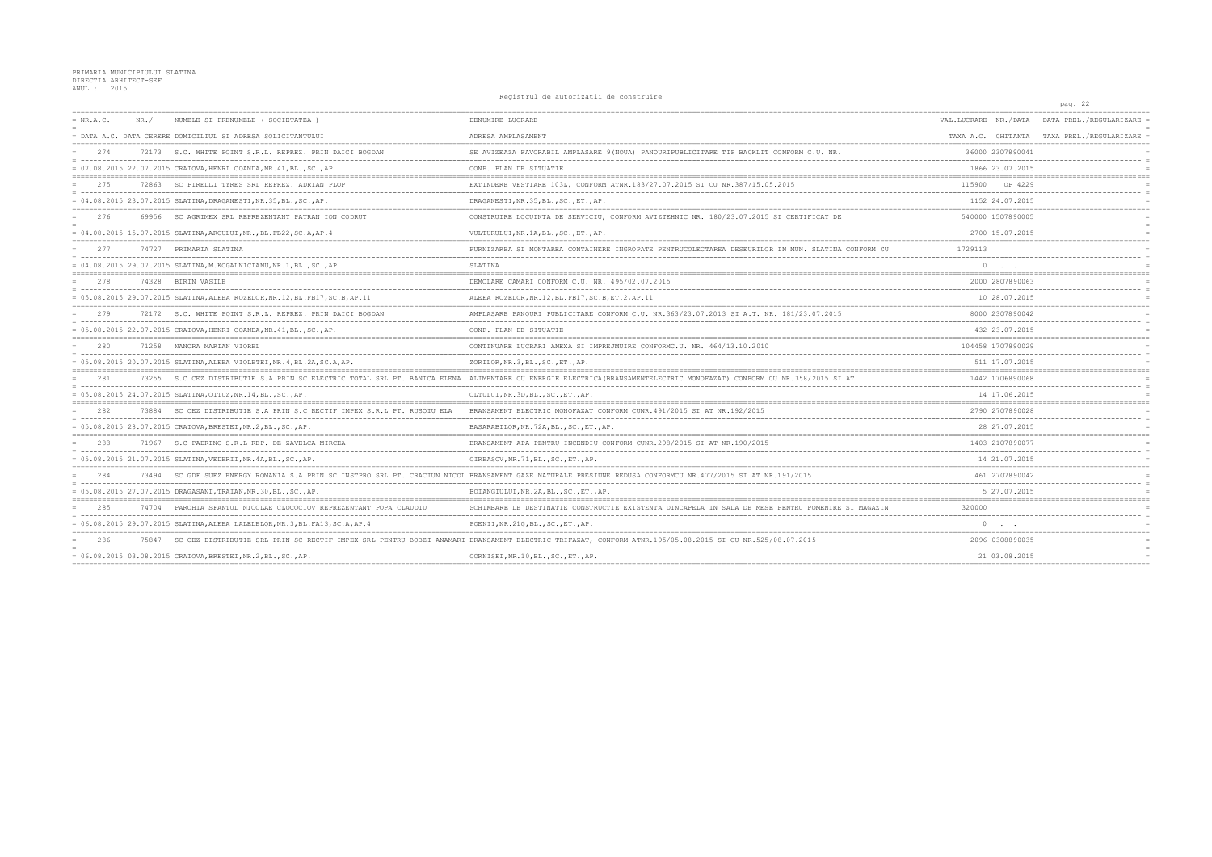PRIMARIA MUNICIPIULUI SLATINA
DIRECTIA ARHITECT-SEF
ANUL : 2015

Registrul de autorizatii de construire

| NR.A.C. / DATA A.C. | NR./ DATA CERERE | NUMELE SI PRENUMELE ( SOCIETATEA ) / DOMICILIUL SI ADRESA SOLICITANTULUI | DENUMIRE LUCRARE / ADRESA AMPLASAMENT | VAL.LUCRARE / TAXA A.C. | NR./DATA CHITANTA | DATA PREL./REGULARIZARE / TAXA PREL./REGULARIZARE |
|---|---|---|---|---|---|---|
| 274 | 72173 | S.C. WHITE POINT S.R.L. REPREZ. PRIN DAICI BOGDAN | SE AVIZEAZA FAVORABIL AMPLASARE 9(NOUA) PANOURIPUBLICITARE TIP BACKLIT CONFORM C.U. NR. | 36000 | 2307890041 | |
| 07.08.2015 | 22.07.2015 | CRAIOVA,HENRI COANDA,NR.41,BL.,SC.,AP. | CONF. PLAN DE SITUATIE | 1866 | 23.07.2015 | |
| 275 | 72863 | SC PIRELLI TYRES SRL REPREZ. ADRIAN PLOP | EXTINDERE VESTIARE 103L, CONFORM ATNR.183/27.07.2015 SI CU NR.387/15.05.2015 | 115900 | OP 4229 | |
| 04.08.2015 | 23.07.2015 | SLATINA,DRAGANESTI,NR.35,BL.,SC.,AP. | DRAGANESTI,NR.35,BL.,SC.,ET.,AP. | 1152 | 24.07.2015 | |
| 276 | 69956 | SC AGRIMEX SRL REPREZENTANT PATRAN ION CODRUT | CONSTRUIRE LOCUINTA DE SERVICIU, CONFORM AVIZTEHNIC NR. 180/23.07.2015 SI CERTIFICAT DE | 540000 | 1507890005 | |
| 04.08.2015 | 15.07.2015 | SLATINA,ARCULUI,NR.,BL.FB22,SC.A,AP.4 | VULTURULUI,NR.1A,BL.,SC.,ET.,AP. | 2700 | 15.07.2015 | |
| 277 | 74727 | PRIMARIA SLATINA | FURNIZAREA SI MONTAREA CONTAINERE INGROPATE PENTRUCOLECTAREA DESEURILOR IN MUN. SLATINA CONFORM CU | 1729113 | | |
| 04.08.2015 | 29.07.2015 | SLATINA,M.KOGALNICIANU,NR.1,BL.,SC.,AP. | SLATINA | 0 | . . | |
| 278 | 74328 | BIRIN VASILE | DEMOLARE CAMARI CONFORM C.U. NR. 495/02.07.2015 | 2000 | 2807890063 | |
| 05.08.2015 | 29.07.2015 | SLATINA,ALEEA ROZELOR,NR.12,BL.FB17,SC.B,AP.11 | ALEEA ROZELOR,NR.12,BL.FB17,SC.B,ET.2,AP.11 | 10 | 28.07.2015 | |
| 279 | 72172 | S.C. WHITE POINT S.R.L. REPREZ. PRIN DAICI BOGDAN | AMPLASARE PANOURI PUBLICITARE CONFORM C.U. NR.363/23.07.2013 SI A.T. NR. 181/23.07.2015 | 8000 | 2307890042 | |
| 05.08.2015 | 22.07.2015 | CRAIOVA,HENRI COANDA,NR.41,BL.,SC.,AP. | CONF. PLAN DE SITUATIE | 432 | 23.07.2015 | |
| 280 | 71258 | NANORA MARIAN VIOREL | CONTINUARE LUCRARI ANEXA SI IMPREJMUIRE CONFORMC.U. NR. 464/13.10.2010 | 104458 | 1707890029 | |
| 05.08.2015 | 20.07.2015 | SLATINA,ALEEA VIOLETEI,NR.4,BL.2A,SC.A,AP. | ZORILOR,NR.3,BL.,SC.,ET.,AP. | 511 | 17.07.2015 | |
| 281 | 73255 | S.C CEZ DISTRIBUTIE S.A PRIN SC ELECTRIC TOTAL SRL PT. BANICA ELENA | ALIMENTARE CU ENERGIE ELECTRICA(BRANSAMENTELECTRIC MONOFAZAT) CONFORM CU NR.358/2015 SI AT | 1442 | 1706890068 | |
| 05.08.2015 | 24.07.2015 | SLATINA,OITUZ,NR.14,BL.,SC.,AP. | OLTULUI,NR.3D,BL.,SC.,ET.,AP. | 14 | 17.06.2015 | |
| 282 | 73884 | SC CEZ DISTRIBUTIE S.A PRIN S.C RECTIF IMPEX S.R.L PT. RUSOIU ELA | BRANSAMENT ELECTRIC MONOFAZAT CONFORM CUNR.491/2015 SI AT NR.192/2015 | 2790 | 2707890028 | |
| 05.08.2015 | 28.07.2015 | CRAIOVA,BRESTEI,NR.2,BL.,SC.,AP. | BASARABILOR,NR.72A,BL.,SC.,ET.,AP. | 28 | 27.07.2015 | |
| 283 | 71967 | S.C PADRINO S.R.L REP. DE ZAVELCA MIRCEA | BRANSAMENT APA PENTRU INCENDIU CONFORM CUNR.298/2015 SI AT NR.190/2015 | 1403 | 2107890077 | |
| 05.08.2015 | 21.07.2015 | SLATINA,VEDERII,NR.4A,BL.,SC.,AP. | CIREASOV,NR.71,BL.,SC.,ET.,AP. | 14 | 21.07.2015 | |
| 284 | 73494 | SC GDF SUEZ ENERGY ROMANIA S.A PRIN SC INSTPRO SRL PT. CRACIUN NICOL | BRANSAMENT GAZE NATURALE PRESIUNE REDUSA CONFORMCU NR.477/2015 SI AT NR.191/2015 | 461 | 2707890042 | |
| 05.08.2015 | 27.07.2015 | DRAGASANI,TRAIAN,NR.30,BL.,SC.,AP. | BOIANGIULUI,NR.2A,BL.,SC.,ET.,AP. | 5 | 27.07.2015 | |
| 285 | 74704 | PAROHIA SFANTUL NICOLAE CLOCOCIOV REPREZENTANT POPA CLAUDIU | SCHIMBARE DE DESTINATIE CONSTRUCTIE EXISTENTA DINCAPELA IN SALA DE MESE PENTRU POMENIRE SI MAGAZIN | 320000 | | |
| 06.08.2015 | 29.07.2015 | SLATINA,ALEEA LALELELOR,NR.3,BL.FA13,SC.A,AP.4 | POENII,NR.21G,BL.,SC.,ET.,AP. | 0 | . . | |
| 286 | 75847 | SC CEZ DISTRIBUTIE SRL PRIN SC RECTIF IMPEX SRL PENTRU BOBEI ANAMARI | BRANSAMENT ELECTRIC TRIFAZAT, CONFORM ATNR.195/05.08.2015 SI CU NR.525/08.07.2015 | 2096 | 0308890035 | |
| 06.08.2015 | 03.08.2015 | CRAIOVA,BRESTEI,NR.2,BL.,SC.,AP. | CORNISEI,NR.10,BL.,SC.,ET.,AP. | 21 | 03.08.2015 | |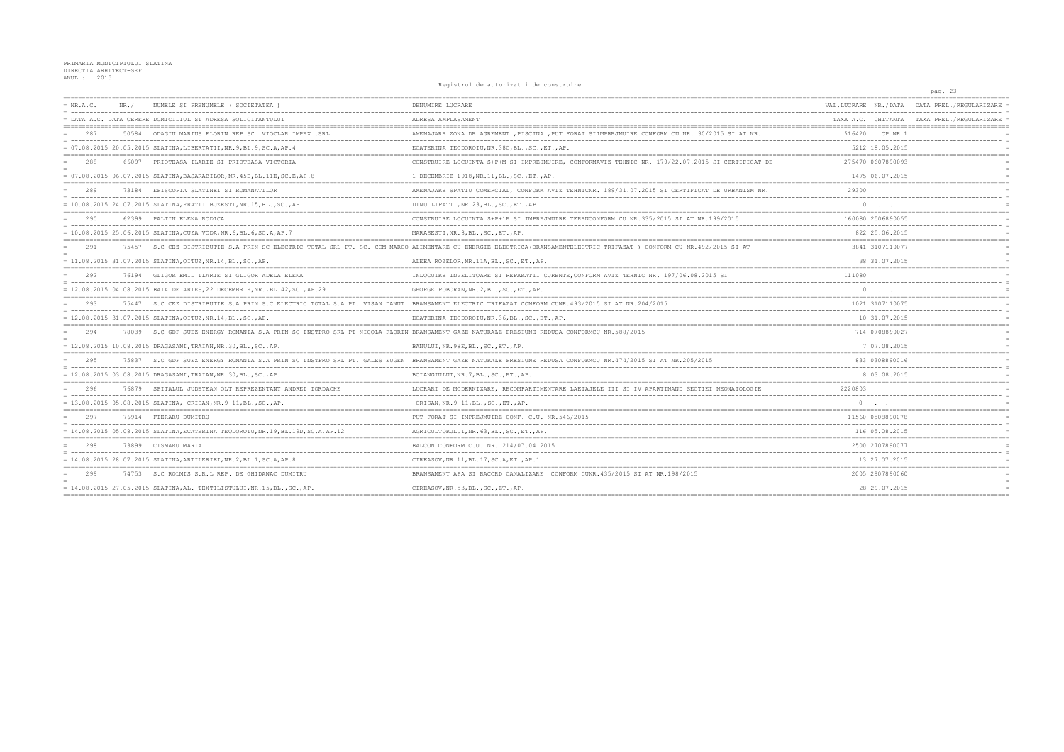PRIMARIA MUNICIPIULUI SLATINA
DIRECTIA ARHITECT-SEF
ANUL : 2015

Registrul de autorizatii de construire

| NR.A.C. / DATA A.C. | NR./ DATA CERERE | NUMELE SI PRENUMELE ( SOCIETATEA ) / DOMICILIUL SI ADRESA SOLICITANTULUI | DENUMIRE LUCRARE / ADRESA AMPLASAMENT | VAL.LUCRARE / TAXA A.C. | NR./DATA / CHITANTA | DATA PREL./REGULARIZARE / TAXA PREL./REGULARIZARE |
|---|---|---|---|---|---|---|
| 287 | 50584 | ODAGIU MARIUS FLORIN REP.SC .VIOCLAR IMPEX .SRL | AMENAJARE ZONA DE AGREMENT ,PISCINA ,PUT FORAT SIIMPREJMUIRE CONFORM CU NR. 30/2015 SI AT NR. | 516420 | OP NR 1 | |
| 07.08.2015 | 20.05.2015 | SLATINA,LIBERTATII,NR.9,BL.9,SC.A,AP.4 | ECATERINA TEODOROIU,NR.38C,BL.,SC.,ET.,AP. | 5212 | 18.05.2015 | |
| 288 | 66097 | PRIOTEASA ILARIE SI PRIOTEASA VICTORIA | CONSTRUIRE LOCUINTA S+P+M SI IMPREJMUIRE, CONFORMAVIZ TEHNIC NR. 179/22.07.2015 SI CERTIFICAT DE | 275470 | 0607890093 | |
| 07.08.2015 | 06.07.2015 | SLATINA,BASARABILOR,NR.45B,BL.11E,SC.E,AP.8 | 1 DECEMBRIE 1918,NR.11,BL.,SC.,ET.,AP. | 1475 | 06.07.2015 | |
| 289 | 73184 | EPISCOPIA SLATINEI SI ROMANATILOR | AMENAJARE SPATIU COMERCIAL, CONFORM AVIZ TEHNICNR. 189/31.07.2015 SI CERTIFICAT DE URBANISM NR. | 29300 | | |
| 10.08.2015 | 24.07.2015 | SLATINA,FRATII BUZESTI,NR.15,BL.,SC.,AP. | DINU LIPATTI,NR.23,BL.,SC.,ET.,AP. | 0 | . . | |
| 290 | 62399 | PALTIN ELENA RODICA | CONSTRUIRE LOCUINTA S+P+1E SI IMPREJMUIRE TERENCONFORM CU NR.335/2015 SI AT NR.199/2015 | 160080 | 2506890055 | |
| 10.08.2015 | 25.06.2015 | SLATINA,CUZA VODA,NR.6,BL.6,SC.A,AP.7 | MARASESTI,NR.8,BL.,SC.,ET.,AP. | 822 | 25.06.2015 | |
| 291 | 75457 | S.C CEZ DISTRIBUTIE S.A PRIN SC ELECTRIC TOTAL SRL PT. SC. COM MARCO | ALIMENTARE CU ENERGIE ELECTRICA(BRANSAMENTELECTRIC TRIFAZAT ) CONFORM CU NR.492/2015 SI AT | 3841 | 3107110077 | |
| 11.08.2015 | 31.07.2015 | SLATINA,OITUZ,NR.14,BL.,SC.,AP. | ALEEA ROZELOR,NR.11A,BL.,SC.,ET.,AP. | 38 | 31.07.2015 | |
| 292 | 76194 | GLIGOR EMIL ILARIE SI GLIGOR ADELA ELENA | INLOCUIRE INVELITOARE SI REPARATII CURENTE,CONFORM AVIZ TEHNIC NR. 197/06.08.2015 SI | 111080 | | |
| 12.08.2015 | 04.08.2015 | BAIA DE ARIES,22 DECEMBRIE,NR.,BL.42,SC.,AP.29 | GEORGE POBORAN,NR.2,BL.,SC.,ET.,AP. | 0 | . . | |
| 293 | 75447 | S.C CEZ DISTRIBUTIE S.A PRIN S.C ELECTRIC TOTAL S.A PT. VISAN DANUT | BRANSAMENT ELECTRIC TRIFAZAT CONFORM CUNR.493/2015 SI AT NR.204/2015 | 1021 | 3107110075 | |
| 12.08.2015 | 31.07.2015 | SLATINA,OITUZ,NR.14,BL.,SC.,AP. | ECATERINA TEODOROIU,NR.36,BL.,SC.,ET.,AP. | 10 | 31.07.2015 | |
| 294 | 78039 | S.C GDF SUEZ ENERGY ROMANIA S.A PRIN SC INSTPRO SRL PT NICOLA FLORIN | BRANSAMENT GAZE NATURALE PRESIUNE REDUSA CONFORMCU NR.588/2015 | 714 | 0708890027 | |
| 12.08.2015 | 10.08.2015 | DRAGASANI,TRAIAN,NR.30,BL.,SC.,AP. | BANULUI,NR.98E,BL.,SC.,ET.,AP. | 7 | 07.08.2015 | |
| 295 | 75837 | S.C GDF SUEZ ENERGY ROMANIA S.A PRIN SC INSTPRO SRL PT. GALES EUGEN | BRANSAMENT GAZE NATURALE PRESIUNE REDUSA CONFORMCU NR.474/2015 SI AT NR.205/2015 | 833 | 0308890016 | |
| 12.08.2015 | 03.08.2015 | DRAGASANI,TRAIAN,NR.30,BL.,SC.,AP. | BOIANGIULUI,NR.7,BL.,SC.,ET.,AP. | 8 | 03.08.2015 | |
| 296 | 76879 | SPITALUL JUDETEAN OLT REPREZENTANT ANDREI IORDACHE | LUCRARI DE MODERNIZARE, RECOMPARTIMENTARE LAETAJELE III SI IV APARTINAND SECTIEI NEONATOLOGIE | 2220803 | | |
| 13.08.2015 | 05.08.2015 | SLATINA, CRISAN,NR.9-11,BL.,SC.,AP. | CRISAN,NR.9-11,BL.,SC.,ET.,AP. | 0 | . . | |
| 297 | 76914 | FIERARU DUMITRU | PUT FORAT SI IMPREJMUIRE CONF. C.U. NR.546/2015 | 11560 | 0508890078 | |
| 14.08.2015 | 05.08.2015 | SLATINA,ECATERINA TEODOROIU,NR.19,BL.19D,SC.A,AP.12 | AGRICULTORULUI,NR.63,BL.,SC.,ET.,AP. | 116 | 05.08.2015 | |
| 298 | 73899 | CISMARU MARIA | BALCON CONFORM C.U. NR. 214/07.04.2015 | 2500 | 2707890077 | |
| 14.08.2015 | 28.07.2015 | SLATINA,ARTILERIEI,NR.2,BL.1,SC.A,AP.8 | CIREASOV,NR.11,BL.17,SC.A,ET.,AP.1 | 13 | 27.07.2015 | |
| 299 | 74753 | S.C ROLMIS S.R.L REP. DE GHIDANAC DUMITRU | BRANSAMENT APA SI RACORD CANALIZARE CONFORM CUNR.435/2015 SI AT NR.198/2015 | 2005 | 2907890060 | |
| 14.08.2015 | 27.05.2015 | SLATINA,AL. TEXTILISTULUI,NR.15,BL.,SC.,AP. | CIREASOV,NR.53,BL.,SC.,ET.,AP. | 28 | 29.07.2015 | |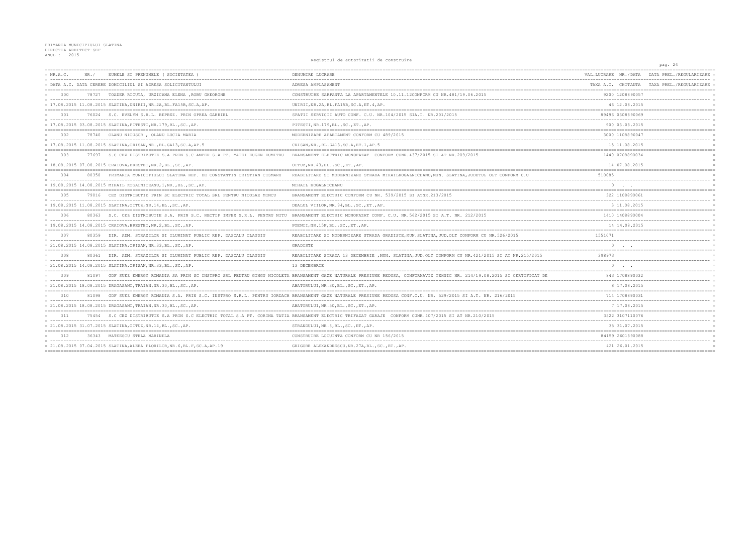PRIMARIA MUNICIPIULUI SLATINA
DIRECTIA ARHITECT-SEF
ANUL : 2015

Registrul de autorizatii de construire

| NR.A.C. / DATA A.C. | NR./ DATA CERERE | NUMELE SI PRENUMELE ( SOCIETATEA ) / DOMICILIUL SI ADRESA SOLICITANTULUI | DENUMIRE LUCRARE / ADRESA AMPLASAMENT | VAL.LUCRARE / TAXA A.C. | NR./DATA CHITANTA | DATA PREL./REGULARIZARE / TAXA PREL./REGULARIZARE |
|---|---|---|---|---|---|---|
| 300 | 78727 | TOADER RICUTA, URZICANA ELENA ,ROBU GHEORGHE | CONSTRUIRE SARPANTA LA APARTAMENTELE 10.11.12CONFORM CU NR.481/19.06.2015 | 9200 | 1208890057 | |
| 17.08.2015 | 11.08.2015 | SLATINA,UNIRII,NR.2A,BL.FA15B,SC.A,AP. | UNIRII,NR.2A,BL.FA15B,SC.A,ET.4,AP. | 46 | 12.08.2015 | |
| 301 | 76024 | S.C. EVELYN S.R.L. REPREZ. PRIN OPREA GABRIEL | SPATII SERVICII AUTO CONF. C.U. NR.104/2015 SIA.T. NR.201/2015 | 89496 | 0308890069 | |
| 17.08.2015 | 03.08.2015 | SLATINA,PITESTI,NR.179,BL.,SC.,AP. | PITESTI,NR.179,BL.,SC.,ET.,AP. | 900 | 03.08.2015 | |
| 302 | 78740 | OLANU NICUSOR , OLANU LUCIA MARIA | MODERNIZARE APARTAMENT CONFORM CU 489/2015 | 3000 | 1108890047 | |
| 17.08.2015 | 11.08.2015 | SLATINA,CRISAN,NR.,BL.GA13,SC.A,AP.5 | CRISAN,NR.,BL.GA13,SC.A,ET.1,AP.5 | 15 | 11.08.2015 | |
| 303 | 77697 | S.C CEZ DISTRIBUTIE S.A PRIN S.C AMPER S.A PT. MATEI EUGEN DUMITRU | BRANSAMENT ELECTRIC MONOFAZAT CONFORM CUNR.437/2015 SI AT NR.209/2015 | 1440 | 0708890034 | |
| 18.08.2015 | 07.08.2015 | CRAIOVA,BRESTEI,NR.2,BL.,SC.,AP. | OITUZ,NR.43,BL.,SC.,ET.,AP. | 14 | 07.08.2015 | |
| 304 | 80358 | PRIMARIA MUNICIPIULUI SLATINA REP. DE CONSTANTIN CRISTIAN CISMARU | REABILITARE SI MODERNIZARE STRADA MIHAILKOGALNICEANU,MUN. SLATINA,JUDETUL OLT CONFORM C.U | 510085 | | |
| 19.08.2015 | 14.08.2015 | MIHAIL KOGALNICEANU,1,NR.,BL.,SC.,AP. | MIHAIL KOGALNICEANU | 0 | . . | |
| 305 | 79016 | CEZ DISTRIBUTIE PRIN SC ELECTRIC TOTAL SRL PENTRU NICOLAE MINCU | BRANSAMENT ELECTRIC CONFORM CU NR. 539/2015 SI ATNR.213/2015 | 322 | 1108890061 | |
| 19.08.2015 | 11.08.2015 | SLATINA,OITUZ,NR.14,BL.,SC.,AP. | DEALUL VIILOR,NR.94,BL.,SC.,ET.,AP. | 3 | 11.08.2015 | |
| 306 | 80363 | S.C. CEZ DISTRIBUTIE S.A. PRIN S.C. RECTIF IMPEX S.R.L. PENTRU NITU | BRANSAMENT ELECTRIC MONOFAZAT CONF. C.U. NR.562/2015 SI A.T. NR. 212/2015 | 1410 | 1408890004 | |
| 19.08.2015 | 14.08.2015 | CRAIOVA,BRESTEI,NR.2,BL.,SC.,AP. | POENII,NR.15F,BL.,SC.,ET.,AP. | 14 | 14.08.2015 | |
| 307 | 80359 | DIR. ADM. STRAZILOR SI ILUMINAT PUBLIC REP. DASCALU CLAUDIU | REABILITARE SI MODERNIZARE STRADA GRADISTE,MUN.SLATINA,JUD.OLT CONFORM CU NR.526/2015 | 1551071 | | |
| 21.08.2015 | 14.08.2015 | SLATINA,CRISAN,NR.33,BL.,SC.,AP. | GRADISTE | 0 | . . | |
| 308 | 80361 | DIR. ADM. STRAZILOR SI ILUMINAT PUBLIC REP. DASCALU CLAUDIU | REABILITARE STRADA 13 DECEMBRIE ,MUN. SLATINA,JUD.OLT CONFORM CU NR.421/2015 SI AT NR.215/2015 | 398973 | | |
| 21.08.2015 | 14.08.2015 | SLATINA,CRISAN,NR.33,BL.,SC.,AP. | 13 DECEMBRIE | 0 | . . | |
| 309 | 81097 | GDF SUEZ ENERGY ROMANIA SA PRIN SC INSTPRO SRL PENTRU GINGU NICOLETA | BRANSAMENT GAZE NATURALE PRESIUNE REDUSA, CONFORMAVIZ TEHNIC NR. 214/19.08.2015 SI CERTIFICAT DE | 843 | 1708890032 | |
| 21.08.2015 | 18.08.2015 | DRAGASANI,TRAIAN,NR.30,BL.,SC.,AP. | ABATORULUI,NR.30,BL.,SC.,ET.,AP. | 8 | 17.08.2015 | |
| 310 | 81098 | GDF SUEZ ENERGY ROMANIA S.A. PRIN S.C. INSTPRO S.R.L. PENTRU IORDACH | BRANSAMENT GAZE NATURALE PRESIUNE REDUSA CONF.C.U. NR. 529/2015 SI A.T. NR. 216/2015 | 714 | 1708890031 | |
| 21.08.2015 | 18.08.2015 | DRAGASANI,TRAIAN,NR.30,BL.,SC.,AP. | ABATORULUI,NR.50,BL.,SC.,ET.,AP. | 7 | 17.08.2015 | |
| 311 | 75454 | S.C CEZ DISTRIBUTIE S.A PRIN S.C ELECTRIC TOTAL S.A PT. CORINA TATIA | BRANSAMENT ELECTRIC TRIFAZAT GARAJE CONFORM CUNR.407/2015 SI AT NR.210/2015 | 3522 | 3107110076 | |
| 21.08.2015 | 31.07.2015 | SLATINA,OITUZ,NR.14,BL.,SC.,AP. | STRANDULUI,NR.8,BL.,SC.,ET.,AP. | 35 | 31.07.2015 | |
| 312 | 36343 | MATEESCU STELA MARINELA | CONSTRUIRE LOCUINTA CONFORM CU NR 156/2015 | 84159 | 2601890088 | |
| 21.08.2015 | 07.04.2015 | SLATINA,ALEEA FLORILOR,NR.6,BL.F,SC.A,AP.19 | GRIGORE ALEXANDRESCU,NR.27A,BL.,SC.,ET.,AP. | 421 | 26.01.2015 | |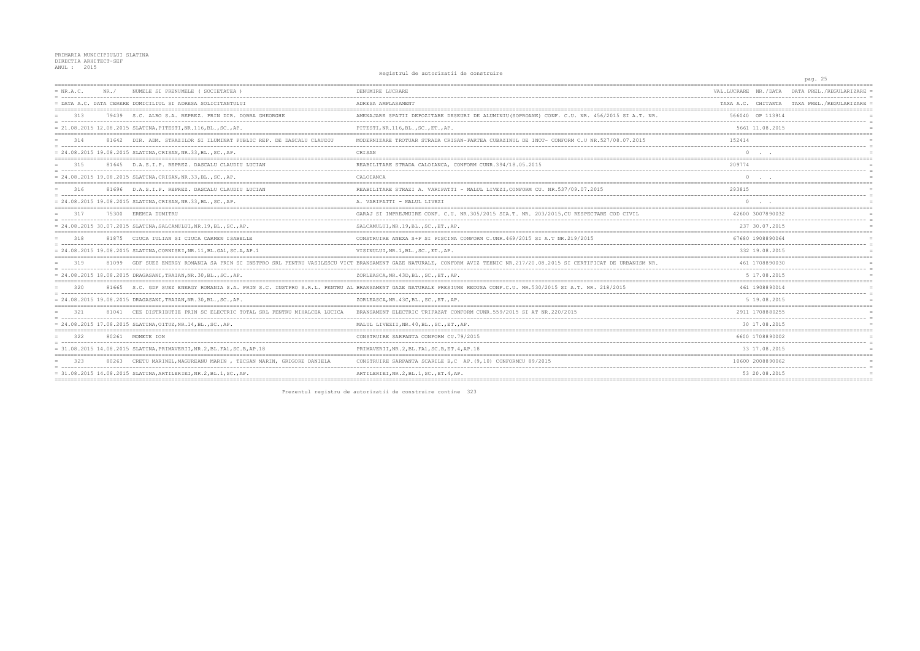PRIMARIA MUNICIPIULUI SLATINA
DIRECTIA ARHITECT-SEF
ANUL : 2015

Registrul de autorizatii de construire

| NR.A.C. / DATA A.C. | NR./ DATA CERERE | NUMELE SI PRENUMELE ( SOCIETATEA ) / DOMICILIUL SI ADRESA SOLICITANTULUI | DENUMIRE LUCRARE / ADRESA AMPLASAMENT | VAL.LUCRARE / TAXA A.C. | NR./DATA CHITANTA | DATA PREL./REGULARIZARE / TAXA PREL./REGULARIZARE |
|---|---|---|---|---|---|---|
| 313 | 79439 | S.C. ALRO S.A. REPREZ. PRIN DIR. DOBRA GHEORGHE | AMENAJARE SPATII DEPOZITARE DESEURI DE ALUMINIU(SOPROANE) CONF. C.U. NR. 456/2015 SI A.T. NR. | 566040 | OP 113914 | |
| 21.08.2015 | 12.08.2015 | SLATINA,PITESTI,NR.116,BL.,SC.,AP. | PITESTI,NR.116,BL.,SC.,ET.,AP. | 5661 | 11.08.2015 | |
| 314 | 81642 | DIR. ADM. STRAZILOR SI ILUMINAT PUBLIC REP. DE DASCALU CLAUDIU | MODERNIZARE TROTUAR STRADA CRISAN-PARTEA CUBAZINUL DE INOT- CONFORM C.U NR.527/08.07.2015 | 152414 | | |
| 24.08.2015 | 19.08.2015 | SLATINA,CRISAN,NR.33,BL.,SC.,AP. | CRISAN | 0 | . . | |
| 315 | 81645 | D.A.S.I.P. REPREZ. DASCALU CLAUDIU LUCIAN | REABILITARE STRADA CALOIANCA, CONFORM CUNR.394/18.05.2015 | 209774 | | |
| 24.08.2015 | 19.08.2015 | SLATINA,CRISAN,NR.33,BL.,SC.,AP. | CALOIANCA | 0 | . . | |
| 316 | 81696 | D.A.S.I.P. REPREZ. DASCALU CLAUDIU LUCIAN | REABILITARE STRAZI A. VARIPATTI - MALUL LIVEZI,CONFORM CU. NR.537/09.07.2015 | 293815 | | |
| 24.08.2015 | 19.08.2015 | SLATINA,CRISAN,NR.33,BL.,SC.,AP. | A. VARIPATTI - MALUL LIVEZI | 0 | . . | |
| 317 | 75300 | EREMIA DUMITRU | GARAJ SI IMPREJMUIRE CONF. C.U. NR.305/2015 SIA.T. NR. 203/2015,CU RESPECTARE COD CIVIL | 42600 | 3007890032 | |
| 24.08.2015 | 30.07.2015 | SLATINA,SALCAMULUI,NR.19,BL.,SC.,AP. | SALCAMULUI,NR.19,BL.,SC.,ET.,AP. | 237 | 30.07.2015 | |
| 318 | 81875 | CIUCA IULIAN SI CIUCA CARMEN ISABELLE | CONSTRUIRE ANEXA S+P SI PISCINA CONFORM C.UNR.469/2015 SI A.T NR.219/2015 | 67680 | 1908890064 | |
| 24.08.2015 | 19.08.2015 | SLATINA,CORNISEI,NR.11,BL.GA1,SC.A,AP.1 | VISINULUI,NR.1,BL.,SC.,ET.,AP. | 332 | 19.08.2015 | |
| 319 | 81099 | GDF SUEZ ENERGY ROMANIA SA PRIN SC INSTPRO SRL PENTRU VASILESCU VICT | BRANSAMENT GAZE NATURALE, CONFORM AVIZ TEHNIC NR.217/20.08.2015 SI CERTIFICAT DE URBANISM NR. | 461 | 1708890030 | |
| 24.08.2015 | 18.08.2015 | DRAGASANI,TRAIAN,NR.30,BL.,SC.,AP. | ZORLEASCA,NR.43D,BL.,SC.,ET.,AP. | 5 | 17.08.2015 | |
| 320 | 81665 | S.C. GDF SUEZ ENERGY ROMANIA S.A. PRIN S.C. INSTPRO S.R.L. PENTRU AL | BRANSAMENT GAZE NATURALE PRESIUNE REDUSA CONF.C.U. NR.530/2015 SI A.T. NR. 218/2015 | 461 | 1908890014 | |
| 24.08.2015 | 19.08.2015 | DRAGASANI,TRAIAN,NR.30,BL.,SC.,AP. | ZORLEASCA,NR.43C,BL.,SC.,ET.,AP. | 5 | 19.08.2015 | |
| 321 | 81041 | CEZ DISTRIBUTIE PRIN SC ELECTRIC TOTAL SRL PENTRU MIHALCEA LUCICA | BRANSAMENT ELECTRIC TRIFAZAT CONFORM CUNR.559/2015 SI AT NR.220/2015 | 2911 | 1708880255 | |
| 24.08.2015 | 17.08.2015 | SLATINA,OITUZ,NR.14,BL.,SC.,AP. | MALUL LIVEZII,NR.40,BL.,SC.,ET.,AP. | 30 | 17.08.2015 | |
| 322 | 80261 | MOMETE ION | CONSTRUIRE SARPANTA CONFORM CU.79/2015 | 6600 | 1708890002 | |
| 31.08.2015 | 14.08.2015 | SLATINA,PRIMAVERII,NR.2,BL.FA1,SC.B,AP.18 | PRIMAVERII,NR.2,BL.FA1,SC.B,ET.4,AP.18 | 33 | 17.08.2015 | |
| 323 | 80263 | CRETU MARINEL,MAGUREANU MARIN , TECSAN MARIN, GRIGORE DANIELA | CONSTRUIRE SARPANTA SCARILE B,C AP.(9,10) CONFORMCU 89/2015 | 10600 | 2008890062 | |
| 31.08.2015 | 14.08.2015 | SLATINA,ARTILERIEI,NR.2,BL.1,SC.,AP. | ARTILERIEI,NR.2,BL.1,SC.,ET.4,AP. | 53 | 20.08.2015 | |

Prezentul registru de autorizatii de construire contine 323